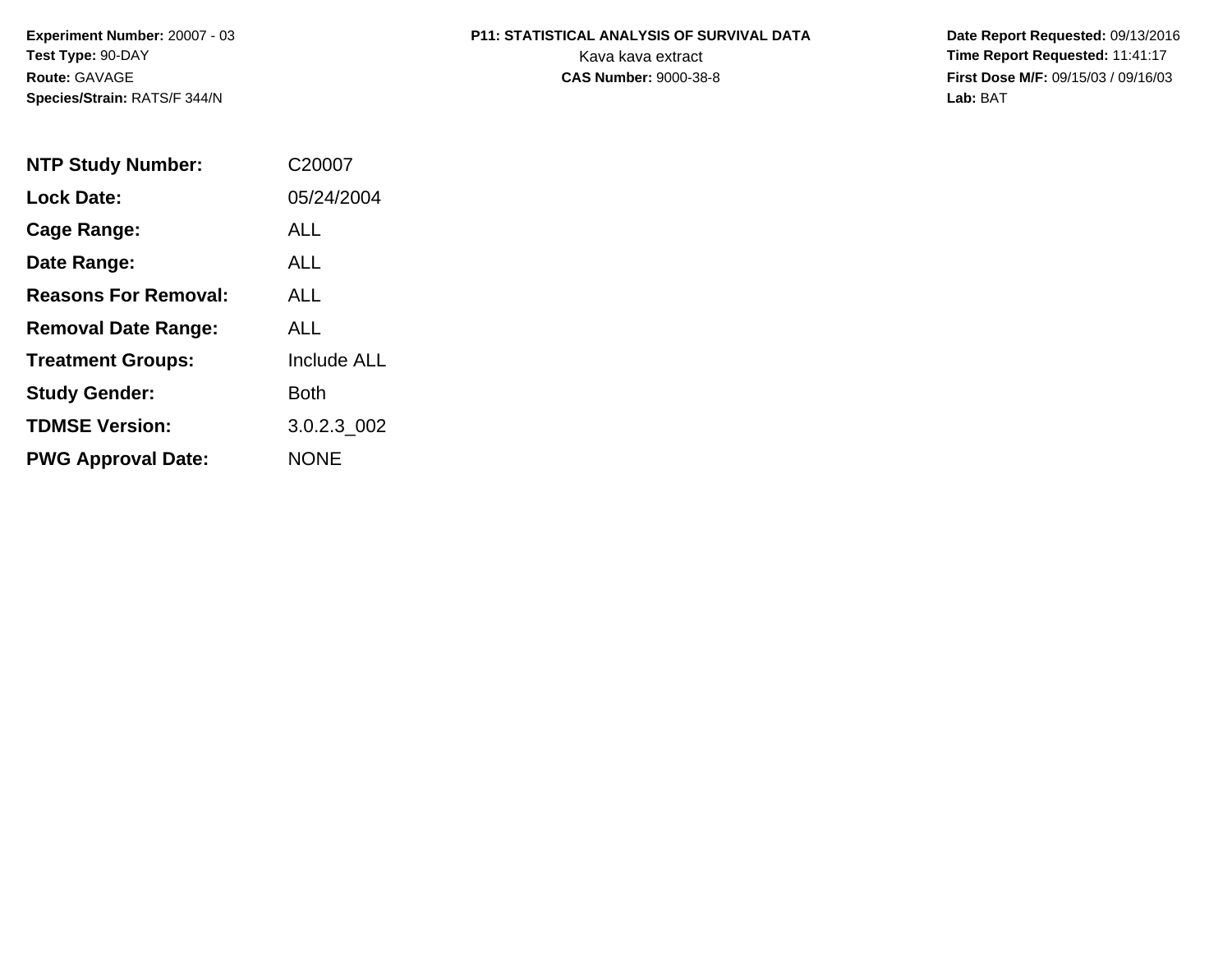**Experiment Number:** 20007 - 03
**Test Type:** 90-DAY
**Route:** GAVAGE
**Species/Strain:** RATS/F 344/N

**P11: STATISTICAL ANALYSIS OF SURVIVAL DATA**
Kava kava extract
**CAS Number:** 9000-38-8

**Date Report Requested:** 09/13/2016
**Time Report Requested:** 11:41:17
**First Dose M/F:** 09/15/03 / 09/16/03
**Lab:** BAT

| | |
|---|---|
| **NTP Study Number:** | C20007 |
| **Lock Date:** | 05/24/2004 |
| **Cage Range:** | ALL |
| **Date Range:** | ALL |
| **Reasons For Removal:** | ALL |
| **Removal Date Range:** | ALL |
| **Treatment Groups:** | Include ALL |
| **Study Gender:** | Both |
| **TDMSE Version:** | 3.0.2.3_002 |
| **PWG Approval Date:** | NONE |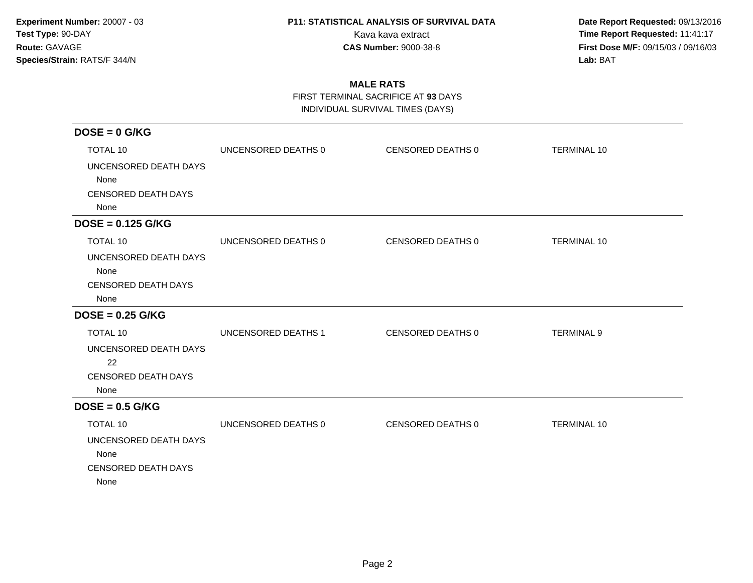**Experiment Number:** 20007 - 03
**Test Type:** 90-DAY
**Route:** GAVAGE
**Species/Strain:** RATS/F 344/N

**P11: STATISTICAL ANALYSIS OF SURVIVAL DATA**
Kava kava extract
**CAS Number:** 9000-38-8

**Date Report Requested:** 09/13/2016
**Time Report Requested:** 11:41:17
**First Dose M/F:** 09/15/03 / 09/16/03
**Lab:** BAT

## MALE RATS

FIRST TERMINAL SACRIFICE AT **93** DAYS
INDIVIDUAL SURVIVAL TIMES (DAYS)

### DOSE = 0 G/KG

| TOTAL 10 | UNCENSORED DEATHS 0 | CENSORED DEATHS 0 | TERMINAL 10 |
|---|---|---|---|

UNCENSORED DEATH DAYS
None
CENSORED DEATH DAYS
None

### DOSE = 0.125 G/KG

| TOTAL 10 | UNCENSORED DEATHS 0 | CENSORED DEATHS 0 | TERMINAL 10 |
|---|---|---|---|

UNCENSORED DEATH DAYS
None
CENSORED DEATH DAYS
None

### DOSE = 0.25 G/KG

| TOTAL 10 | UNCENSORED DEATHS 1 | CENSORED DEATHS 0 | TERMINAL 9 |
|---|---|---|---|

UNCENSORED DEATH DAYS
22
CENSORED DEATH DAYS
None

### DOSE = 0.5 G/KG

| TOTAL 10 | UNCENSORED DEATHS 0 | CENSORED DEATHS 0 | TERMINAL 10 |
|---|---|---|---|

UNCENSORED DEATH DAYS
None
CENSORED DEATH DAYS
None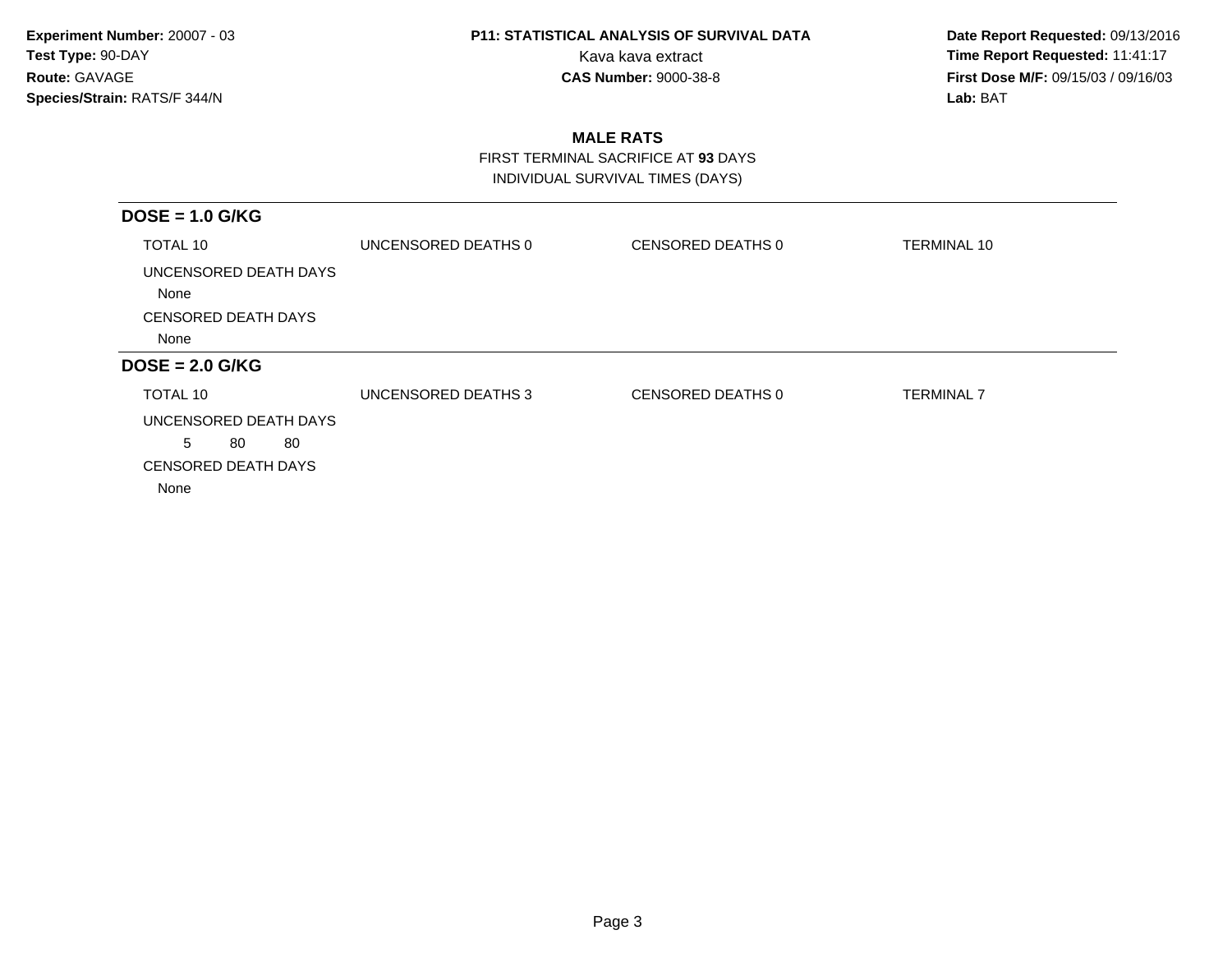**Experiment Number:** 20007 - 03
**Test Type:** 90-DAY
**Route:** GAVAGE
**Species/Strain:** RATS/F 344/N

**P11: STATISTICAL ANALYSIS OF SURVIVAL DATA**
Kava kava extract
**CAS Number:** 9000-38-8

**Date Report Requested:** 09/13/2016
**Time Report Requested:** 11:41:17
**First Dose M/F:** 09/15/03 / 09/16/03
**Lab:** BAT

## MALE RATS

FIRST TERMINAL SACRIFICE AT **93** DAYS
INDIVIDUAL SURVIVAL TIMES (DAYS)

### DOSE = 1.0 G/KG

| TOTAL 10 | UNCENSORED DEATHS 0 | CENSORED DEATHS 0 | TERMINAL 10 |
|---|---|---|---|

UNCENSORED DEATH DAYS
None

CENSORED DEATH DAYS
None

### DOSE = 2.0 G/KG

| TOTAL 10 | UNCENSORED DEATHS 3 | CENSORED DEATHS 0 | TERMINAL 7 |
|---|---|---|---|

UNCENSORED DEATH DAYS
5 80 80

CENSORED DEATH DAYS
None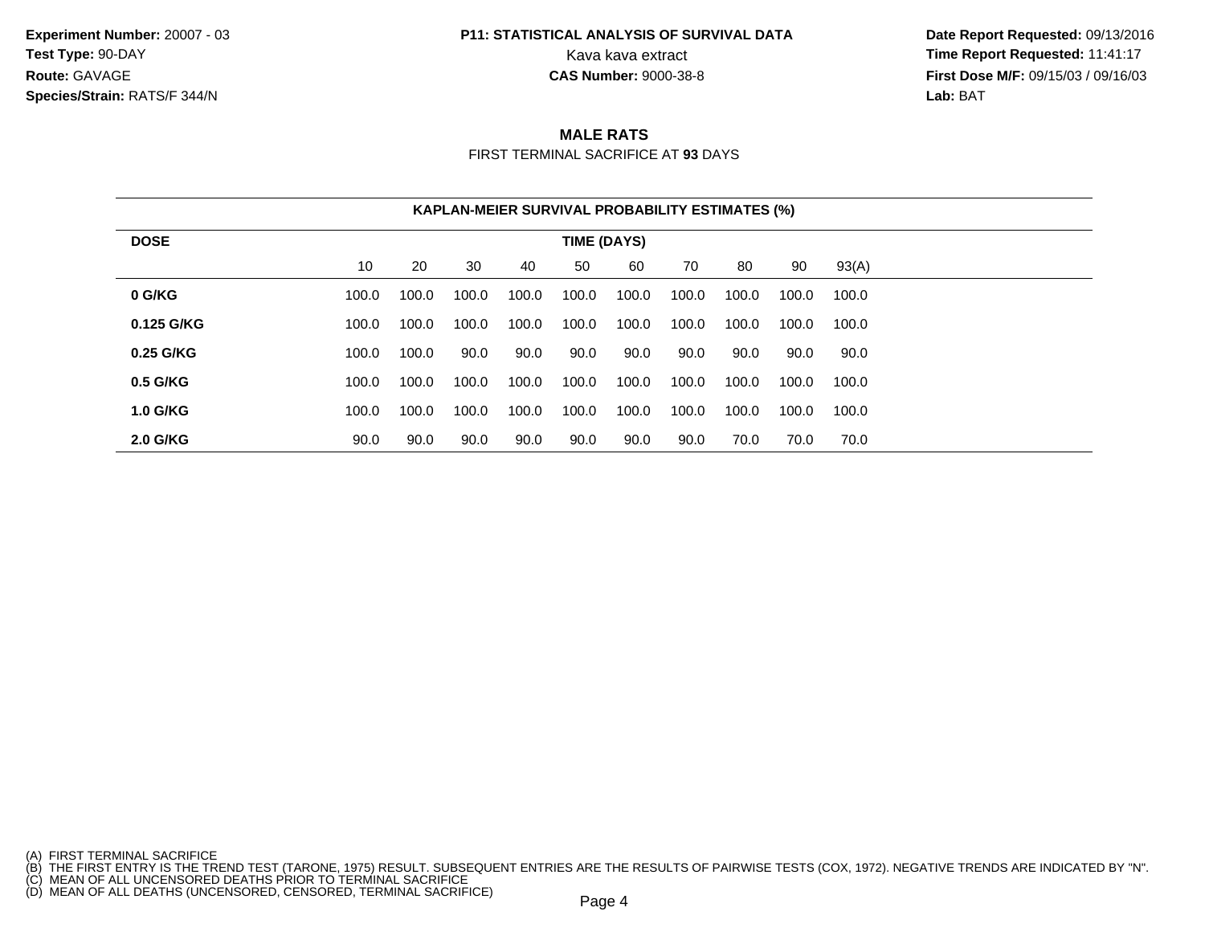**Experiment Number:** 20007 - 03
**Test Type:** 90-DAY
**Route:** GAVAGE
**Species/Strain:** RATS/F 344/N

**P11: STATISTICAL ANALYSIS OF SURVIVAL DATA**
Kava kava extract
**CAS Number:** 9000-38-8

**Date Report Requested:** 09/13/2016
**Time Report Requested:** 11:41:17
**First Dose M/F:** 09/15/03 / 09/16/03
**Lab:** BAT

## MALE RATS

FIRST TERMINAL SACRIFICE AT **93** DAYS

**KAPLAN-MEIER SURVIVAL PROBABILITY ESTIMATES (%)**

| DOSE | TIME (DAYS) | | | | | | | | | |
|---|---|---|---|---|---|---|---|---|---|---|
| | 10 | 20 | 30 | 40 | 50 | 60 | 70 | 80 | 90 | 93(A) |
| **0 G/KG** | 100.0 | 100.0 | 100.0 | 100.0 | 100.0 | 100.0 | 100.0 | 100.0 | 100.0 | 100.0 |
| **0.125 G/KG** | 100.0 | 100.0 | 100.0 | 100.0 | 100.0 | 100.0 | 100.0 | 100.0 | 100.0 | 100.0 |
| **0.25 G/KG** | 100.0 | 100.0 | 90.0 | 90.0 | 90.0 | 90.0 | 90.0 | 90.0 | 90.0 | 90.0 |
| **0.5 G/KG** | 100.0 | 100.0 | 100.0 | 100.0 | 100.0 | 100.0 | 100.0 | 100.0 | 100.0 | 100.0 |
| **1.0 G/KG** | 100.0 | 100.0 | 100.0 | 100.0 | 100.0 | 100.0 | 100.0 | 100.0 | 100.0 | 100.0 |
| **2.0 G/KG** | 90.0 | 90.0 | 90.0 | 90.0 | 90.0 | 90.0 | 90.0 | 70.0 | 70.0 | 70.0 |

(A) FIRST TERMINAL SACRIFICE
(B) THE FIRST ENTRY IS THE TREND TEST (TARONE, 1975) RESULT. SUBSEQUENT ENTRIES ARE THE RESULTS OF PAIRWISE TESTS (COX, 1972). NEGATIVE TRENDS ARE INDICATED BY "N".
(C) MEAN OF ALL UNCENSORED DEATHS PRIOR TO TERMINAL SACRIFICE
(D) MEAN OF ALL DEATHS (UNCENSORED, CENSORED, TERMINAL SACRIFICE)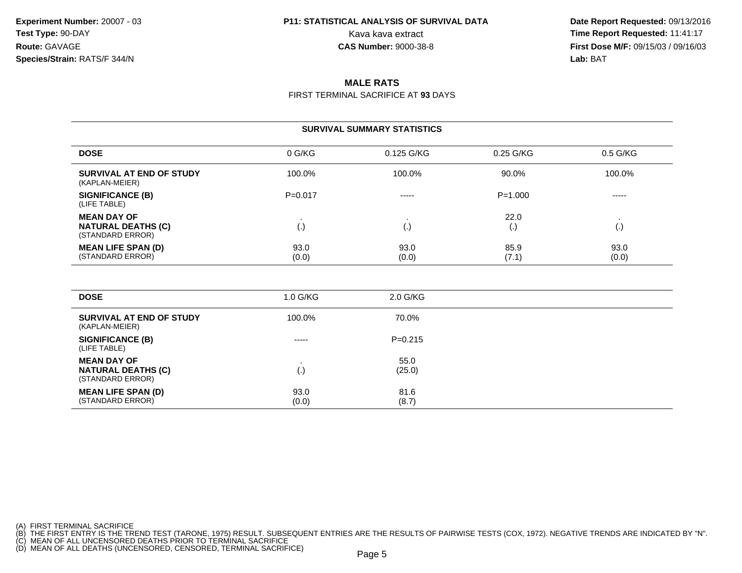**Experiment Number:** 20007 - 03
**Test Type:** 90-DAY
**Route:** GAVAGE
**Species/Strain:** RATS/F 344/N

**P11: STATISTICAL ANALYSIS OF SURVIVAL DATA**
Kava kava extract
**CAS Number:** 9000-38-8

**Date Report Requested:** 09/13/2016
**Time Report Requested:** 11:41:17
**First Dose M/F:** 09/15/03 / 09/16/03
**Lab:** BAT

## MALE RATS

FIRST TERMINAL SACRIFICE AT **93** DAYS

### SURVIVAL SUMMARY STATISTICS

| DOSE | 0 G/KG | 0.125 G/KG | 0.25 G/KG | 0.5 G/KG |
|---|---|---|---|---|
| **SURVIVAL AT END OF STUDY** (KAPLAN-MEIER) | 100.0% | 100.0% | 90.0% | 100.0% |
| **SIGNIFICANCE (B)** (LIFE TABLE) | P=0.017 | ----- | P=1.000 | ----- |
| **MEAN DAY OF NATURAL DEATHS (C)** (STANDARD ERROR) | . (.) | . (.) | 22.0 (.) | . (.) |
| **MEAN LIFE SPAN (D)** (STANDARD ERROR) | 93.0 (0.0) | 93.0 (0.0) | 85.9 (7.1) | 93.0 (0.0) |

| DOSE | 1.0 G/KG | 2.0 G/KG |
|---|---|---|
| **SURVIVAL AT END OF STUDY** (KAPLAN-MEIER) | 100.0% | 70.0% |
| **SIGNIFICANCE (B)** (LIFE TABLE) | ----- | P=0.215 |
| **MEAN DAY OF NATURAL DEATHS (C)** (STANDARD ERROR) | . (.) | 55.0 (25.0) |
| **MEAN LIFE SPAN (D)** (STANDARD ERROR) | 93.0 (0.0) | 81.6 (8.7) |

(A) FIRST TERMINAL SACRIFICE
(B) THE FIRST ENTRY IS THE TREND TEST (TARONE, 1975) RESULT. SUBSEQUENT ENTRIES ARE THE RESULTS OF PAIRWISE TESTS (COX, 1972). NEGATIVE TRENDS ARE INDICATED BY "N".
(C) MEAN OF ALL UNCENSORED DEATHS PRIOR TO TERMINAL SACRIFICE
(D) MEAN OF ALL DEATHS (UNCENSORED, CENSORED, TERMINAL SACRIFICE)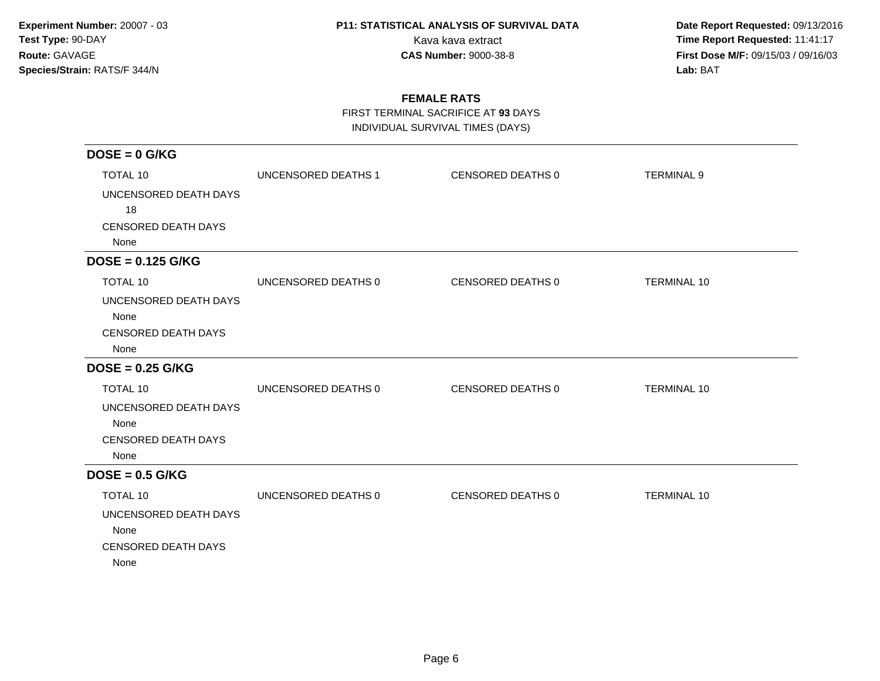**Experiment Number:** 20007 - 03
**Test Type:** 90-DAY
**Route:** GAVAGE
**Species/Strain:** RATS/F 344/N

**P11: STATISTICAL ANALYSIS OF SURVIVAL DATA**
Kava kava extract
**CAS Number:** 9000-38-8

**Date Report Requested:** 09/13/2016
**Time Report Requested:** 11:41:17
**First Dose M/F:** 09/15/03 / 09/16/03
**Lab:** BAT

## FEMALE RATS

FIRST TERMINAL SACRIFICE AT **93** DAYS
INDIVIDUAL SURVIVAL TIMES (DAYS)

### DOSE = 0 G/KG

| TOTAL 10 | UNCENSORED DEATHS 1 | CENSORED DEATHS 0 | TERMINAL 9 |
|---|---|---|---|

UNCENSORED DEATH DAYS
18

CENSORED DEATH DAYS
None

### DOSE = 0.125 G/KG

| TOTAL 10 | UNCENSORED DEATHS 0 | CENSORED DEATHS 0 | TERMINAL 10 |
|---|---|---|---|

UNCENSORED DEATH DAYS
None

CENSORED DEATH DAYS
None

### DOSE = 0.25 G/KG

| TOTAL 10 | UNCENSORED DEATHS 0 | CENSORED DEATHS 0 | TERMINAL 10 |
|---|---|---|---|

UNCENSORED DEATH DAYS
None

CENSORED DEATH DAYS
None

### DOSE = 0.5 G/KG

| TOTAL 10 | UNCENSORED DEATHS 0 | CENSORED DEATHS 0 | TERMINAL 10 |
|---|---|---|---|

UNCENSORED DEATH DAYS
None

CENSORED DEATH DAYS
None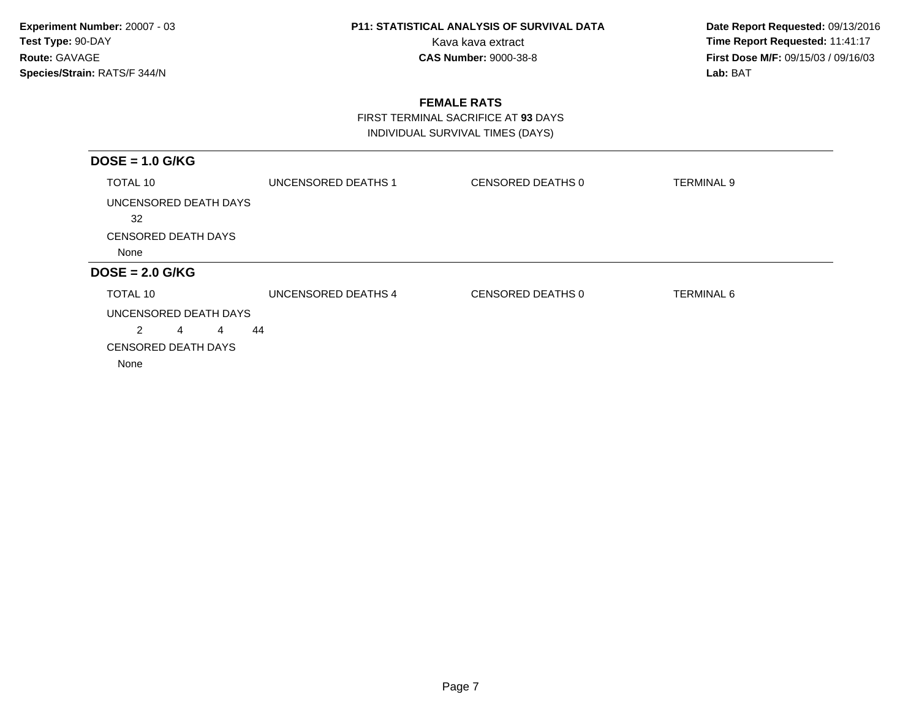**Experiment Number:** 20007 - 03
**Test Type:** 90-DAY
**Route:** GAVAGE
**Species/Strain:** RATS/F 344/N

**P11: STATISTICAL ANALYSIS OF SURVIVAL DATA**
Kava kava extract
**CAS Number:** 9000-38-8

**Date Report Requested:** 09/13/2016
**Time Report Requested:** 11:41:17
**First Dose M/F:** 09/15/03 / 09/16/03
**Lab:** BAT

## FEMALE RATS

FIRST TERMINAL SACRIFICE AT **93** DAYS
INDIVIDUAL SURVIVAL TIMES (DAYS)

### DOSE = 1.0 G/KG

TOTAL 10 | UNCENSORED DEATHS 1 | CENSORED DEATHS 0 | TERMINAL 9

UNCENSORED DEATH DAYS
32

CENSORED DEATH DAYS
None

### DOSE = 2.0 G/KG

TOTAL 10 | UNCENSORED DEATHS 4 | CENSORED DEATHS 0 | TERMINAL 6

UNCENSORED DEATH DAYS
2 4 4 44

CENSORED DEATH DAYS
None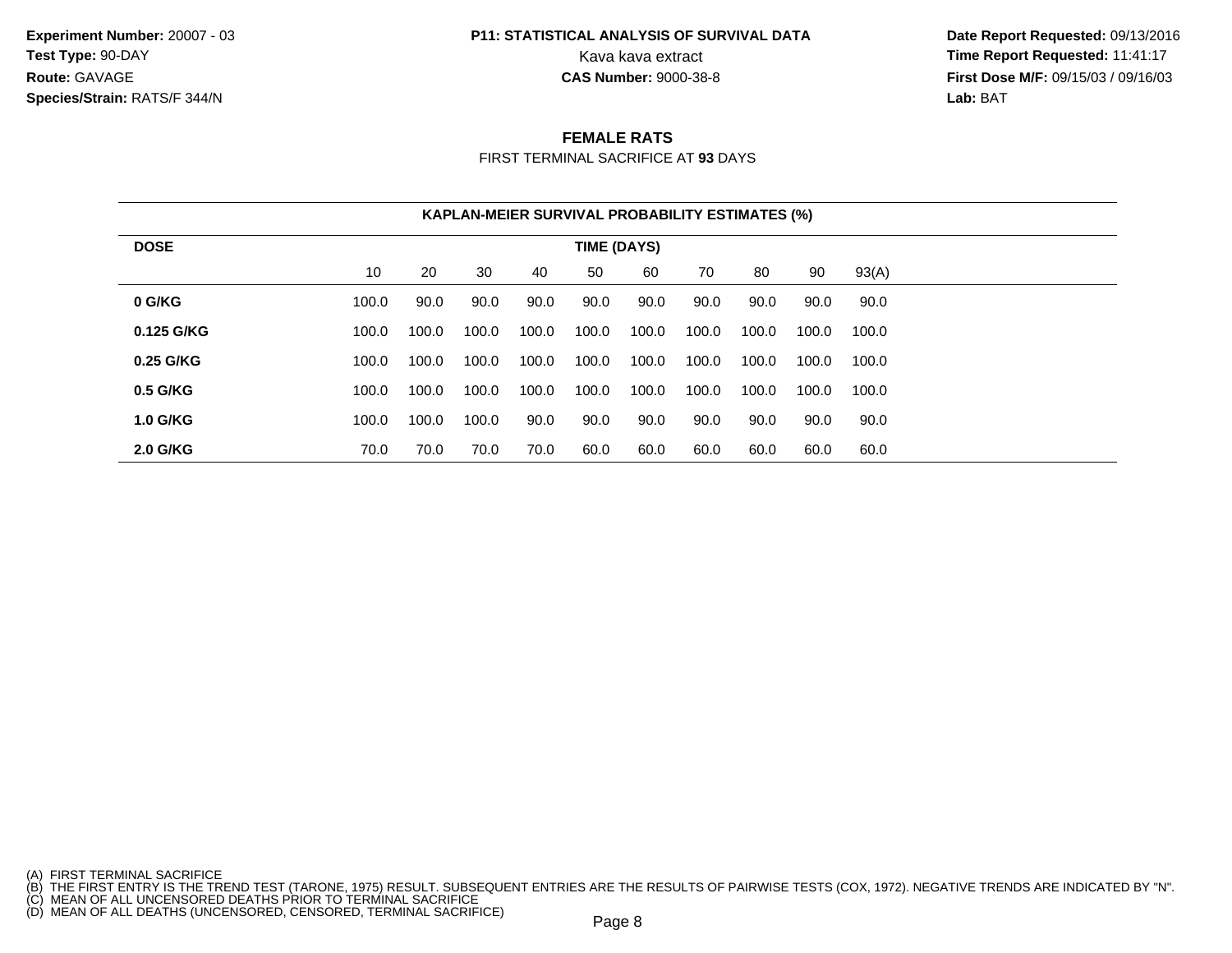**Experiment Number:** 20007 - 03
**Test Type:** 90-DAY
**Route:** GAVAGE
**Species/Strain:** RATS/F 344/N

**P11: STATISTICAL ANALYSIS OF SURVIVAL DATA**
Kava kava extract
**CAS Number:** 9000-38-8

**Date Report Requested:** 09/13/2016
**Time Report Requested:** 11:41:17
**First Dose M/F:** 09/15/03 / 09/16/03
**Lab:** BAT

## FEMALE RATS

FIRST TERMINAL SACRIFICE AT **93** DAYS

**KAPLAN-MEIER SURVIVAL PROBABILITY ESTIMATES (%)**

| DOSE | TIME (DAYS) | | | | | | | | | |
|---|---|---|---|---|---|---|---|---|---|---|
| | 10 | 20 | 30 | 40 | 50 | 60 | 70 | 80 | 90 | 93(A) |
| **0 G/KG** | 100.0 | 90.0 | 90.0 | 90.0 | 90.0 | 90.0 | 90.0 | 90.0 | 90.0 | 90.0 |
| **0.125 G/KG** | 100.0 | 100.0 | 100.0 | 100.0 | 100.0 | 100.0 | 100.0 | 100.0 | 100.0 | 100.0 |
| **0.25 G/KG** | 100.0 | 100.0 | 100.0 | 100.0 | 100.0 | 100.0 | 100.0 | 100.0 | 100.0 | 100.0 |
| **0.5 G/KG** | 100.0 | 100.0 | 100.0 | 100.0 | 100.0 | 100.0 | 100.0 | 100.0 | 100.0 | 100.0 |
| **1.0 G/KG** | 100.0 | 100.0 | 100.0 | 90.0 | 90.0 | 90.0 | 90.0 | 90.0 | 90.0 | 90.0 |
| **2.0 G/KG** | 70.0 | 70.0 | 70.0 | 70.0 | 60.0 | 60.0 | 60.0 | 60.0 | 60.0 | 60.0 |

(A) FIRST TERMINAL SACRIFICE
(B) THE FIRST ENTRY IS THE TREND TEST (TARONE, 1975) RESULT. SUBSEQUENT ENTRIES ARE THE RESULTS OF PAIRWISE TESTS (COX, 1972). NEGATIVE TRENDS ARE INDICATED BY "N".
(C) MEAN OF ALL UNCENSORED DEATHS PRIOR TO TERMINAL SACRIFICE
(D) MEAN OF ALL DEATHS (UNCENSORED, CENSORED, TERMINAL SACRIFICE)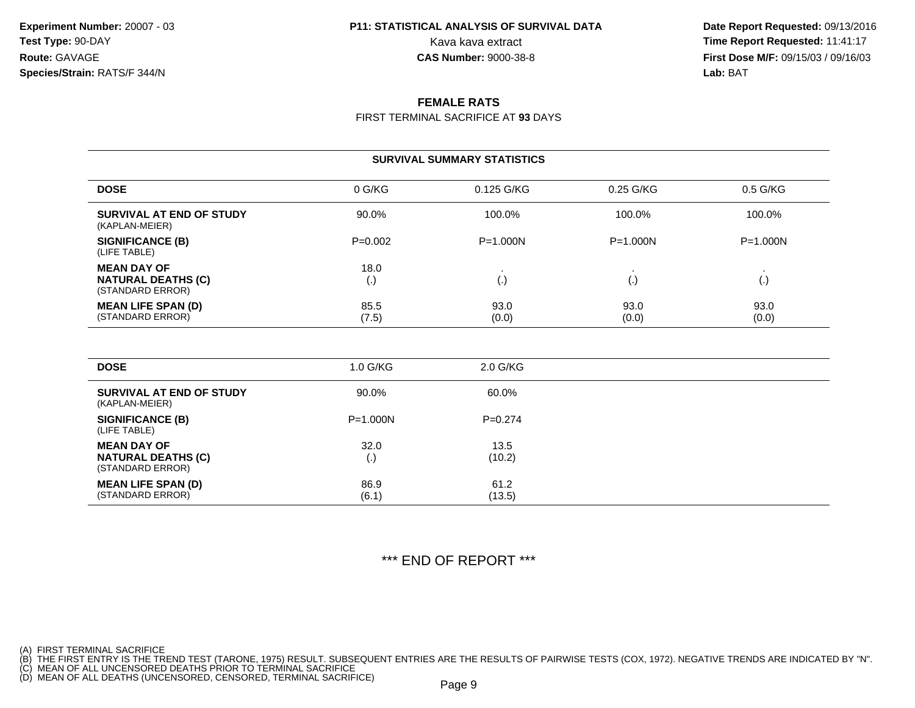**Experiment Number:** 20007 - 03
**Test Type:** 90-DAY
**Route:** GAVAGE
**Species/Strain:** RATS/F 344/N

**P11: STATISTICAL ANALYSIS OF SURVIVAL DATA**
Kava kava extract
**CAS Number:** 9000-38-8

**Date Report Requested:** 09/13/2016
**Time Report Requested:** 11:41:17
**First Dose M/F:** 09/15/03 / 09/16/03
**Lab:** BAT

## FEMALE RATS

FIRST TERMINAL SACRIFICE AT **93** DAYS

### SURVIVAL SUMMARY STATISTICS

| DOSE | 0 G/KG | 0.125 G/KG | 0.25 G/KG | 0.5 G/KG |
|---|---|---|---|---|
| **SURVIVAL AT END OF STUDY** (KAPLAN-MEIER) | 90.0% | 100.0% | 100.0% | 100.0% |
| **SIGNIFICANCE (B)** (LIFE TABLE) | P=0.002 | P=1.000N | P=1.000N | P=1.000N |
| **MEAN DAY OF NATURAL DEATHS (C)** (STANDARD ERROR) | 18.0 (.) | . (.) | . (.) | . (.) |
| **MEAN LIFE SPAN (D)** (STANDARD ERROR) | 85.5 (7.5) | 93.0 (0.0) | 93.0 (0.0) | 93.0 (0.0) |

| DOSE | 1.0 G/KG | 2.0 G/KG |
|---|---|---|
| **SURVIVAL AT END OF STUDY** (KAPLAN-MEIER) | 90.0% | 60.0% |
| **SIGNIFICANCE (B)** (LIFE TABLE) | P=1.000N | P=0.274 |
| **MEAN DAY OF NATURAL DEATHS (C)** (STANDARD ERROR) | 32.0 (.) | 13.5 (10.2) |
| **MEAN LIFE SPAN (D)** (STANDARD ERROR) | 86.9 (6.1) | 61.2 (13.5) |

\*\*\* END OF REPORT \*\*\*

(A) FIRST TERMINAL SACRIFICE
(B) THE FIRST ENTRY IS THE TREND TEST (TARONE, 1975) RESULT. SUBSEQUENT ENTRIES ARE THE RESULTS OF PAIRWISE TESTS (COX, 1972). NEGATIVE TRENDS ARE INDICATED BY "N".
(C) MEAN OF ALL UNCENSORED DEATHS PRIOR TO TERMINAL SACRIFICE
(D) MEAN OF ALL DEATHS (UNCENSORED, CENSORED, TERMINAL SACRIFICE)